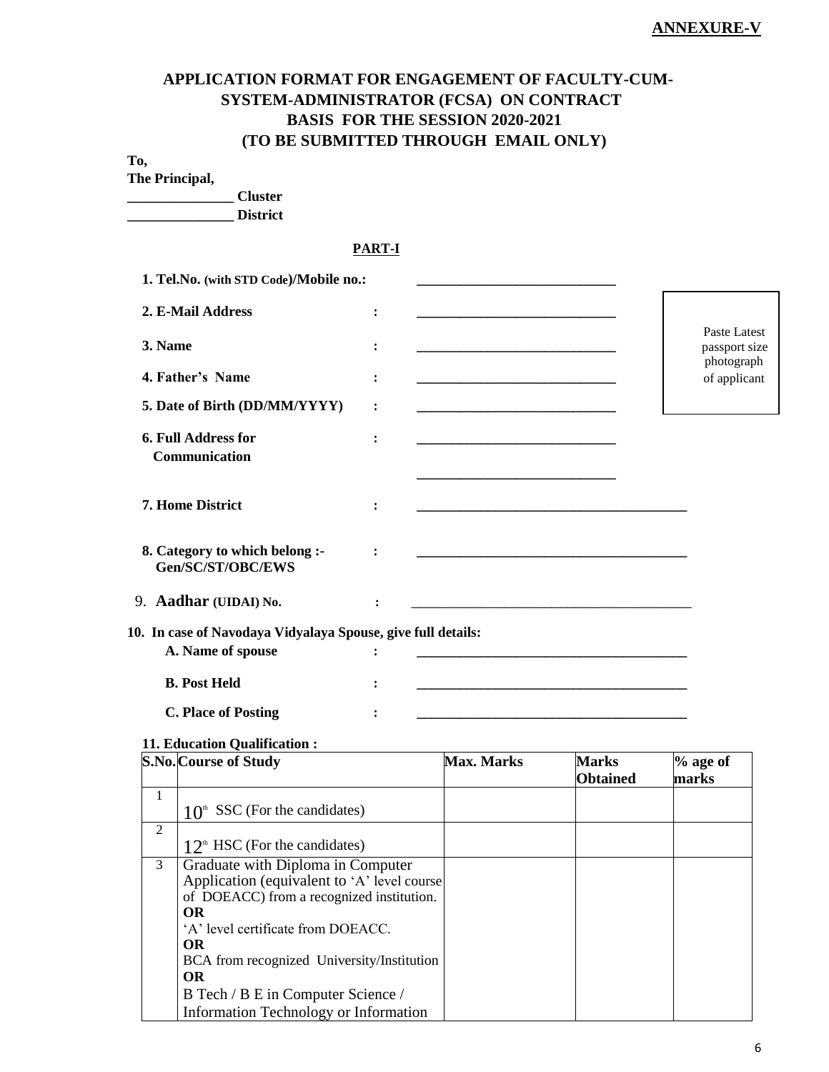**ANNEXURE-V**

## APPLICATION FORMAT FOR ENGAGEMENT OF FACULTY-CUM-SYSTEM-ADMINISTRATOR (FCSA) ON CONTRACT BASIS FOR THE SESSION 2020-2021 (TO BE SUBMITTED THROUGH EMAIL ONLY)

**To,**
**The Principal,**
**_______________ Cluster**
**_______________ District**

### PART-I

Paste Latest passport size photograph of applicant

1. **Tel.No. (with STD Code)/Mobile no.:** ____________________________
2. **E-Mail Address** : ____________________________
3. **Name** : ____________________________
4. **Father's Name** : ____________________________
5. **Date of Birth (DD/MM/YYYY)** : ____________________________
6. **Full Address for Communication** : ____________________________
   ____________________________
7. **Home District** : ______________________________________
8. **Category to which belong :- Gen/SC/ST/OBC/EWS** : ______________________________________
9. **Aadhar (UIDAI) No.** : ______________________________________

10. **In case of Navodaya Vidyalaya Spouse, give full details:**
    - **A. Name of spouse** : ______________________________________
    - **B. Post Held** : ______________________________________
    - **C. Place of Posting** : ______________________________________

**11. Education Qualification :**

| S.No. | Course of Study | Max. Marks | Marks Obtained | % age of marks |
|---|---|---|---|---|
| 1 | 10th SSC (For the candidates) | | | |
| 2 | 12th HSC (For the candidates) | | | |
| 3 | Graduate with Diploma in Computer Application (equivalent to 'A' level course of DOEACC) from a recognized institution. **OR** 'A' level certificate from DOEACC. **OR** BCA from recognized University/Institution **OR** B Tech / B E in Computer Science / Information Technology or Information | | | |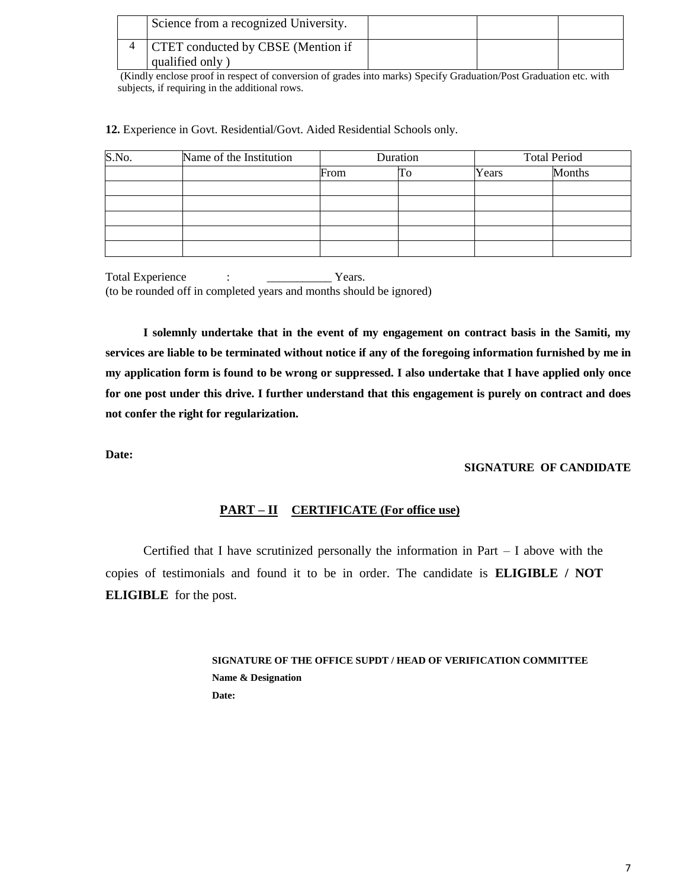| | | | | |
|---|---|---|---|---|
| | Science from a recognized University. | | | |
| 4 | CTET conducted by CBSE (Mention if qualified only ) | | | |

(Kindly enclose proof in respect of conversion of grades into marks) Specify Graduation/Post Graduation etc. with subjects, if requiring in the additional rows.

**12.** Experience in Govt. Residential/Govt. Aided Residential Schools only.

| S.No. | Name of the Institution | Duration | | Total Period | |
|---|---|---|---|---|---|
| | | From | To | Years | Months |
| | | | | | |
| | | | | | |
| | | | | | |
| | | | | | |
| | | | | | |

Total Experience : ___________ Years.
(to be rounded off in completed years and months should be ignored)

**I solemnly undertake that in the event of my engagement on contract basis in the Samiti, my services are liable to be terminated without notice if any of the foregoing information furnished by me in my application form is found to be wrong or suppressed. I also undertake that I have applied only once for one post under this drive. I further understand that this engagement is purely on contract and does not confer the right for regularization.**

**Date:**

**SIGNATURE OF CANDIDATE**

## PART – II CERTIFICATE (For office use)

Certified that I have scrutinized personally the information in Part – I above with the copies of testimonials and found it to be in order. The candidate is **ELIGIBLE / NOT ELIGIBLE** for the post.

**SIGNATURE OF THE OFFICE SUPDT / HEAD OF VERIFICATION COMMITTEE**
**Name & Designation**
**Date:**